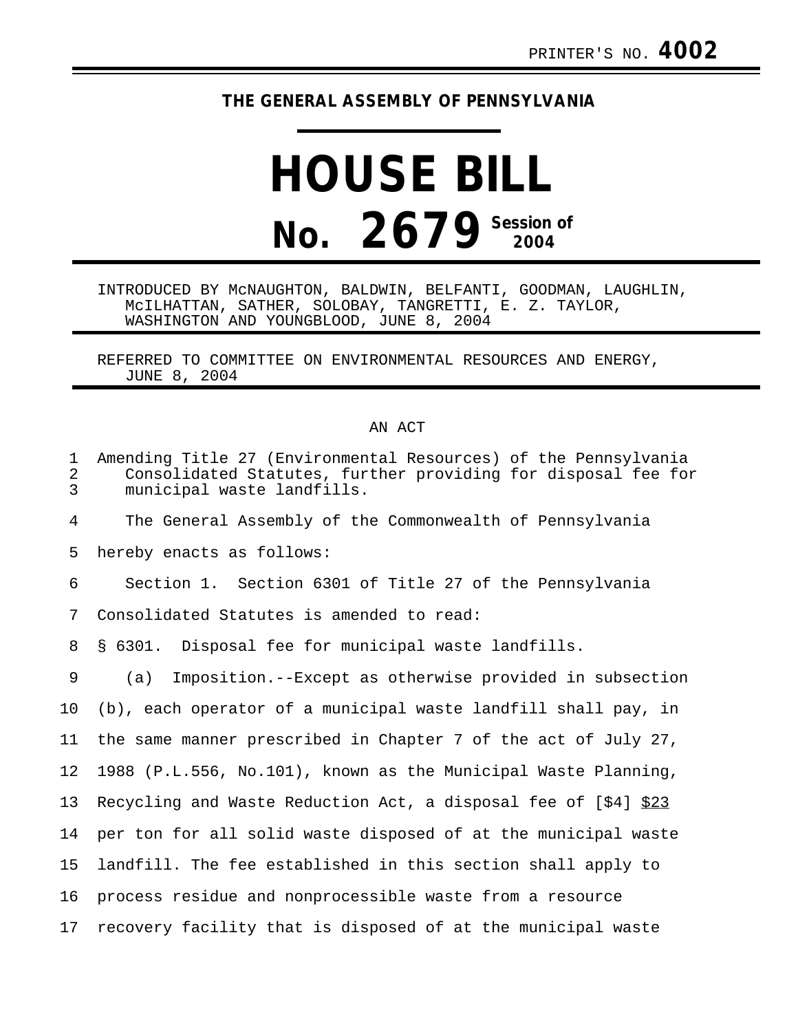PRINTER'S NO. **4002**

**THE GENERAL ASSEMBLY OF PENNSYLVANIA**

# HOUSE BILL

# No. 2679 Session of 2004

INTRODUCED BY McNAUGHTON, BALDWIN, BELFANTI, GOODMAN, LAUGHLIN, McILHATTAN, SATHER, SOLOBAY, TANGRETTI, E. Z. TAYLOR, WASHINGTON AND YOUNGBLOOD, JUNE 8, 2004

REFERRED TO COMMITTEE ON ENVIRONMENTAL RESOURCES AND ENERGY, JUNE 8, 2004

AN ACT

Amending Title 27 (Environmental Resources) of the Pennsylvania Consolidated Statutes, further providing for disposal fee for municipal waste landfills.

The General Assembly of the Commonwealth of Pennsylvania hereby enacts as follows:

Section 1. Section 6301 of Title 27 of the Pennsylvania Consolidated Statutes is amended to read:

§ 6301. Disposal fee for municipal waste landfills.

(a) Imposition.--Except as otherwise provided in subsection (b), each operator of a municipal waste landfill shall pay, in the same manner prescribed in Chapter 7 of the act of July 27, 1988 (P.L.556, No.101), known as the Municipal Waste Planning, Recycling and Waste Reduction Act, a disposal fee of [$4] <u>$23</u> per ton for all solid waste disposed of at the municipal waste landfill. The fee established in this section shall apply to process residue and nonprocessible waste from a resource recovery facility that is disposed of at the municipal waste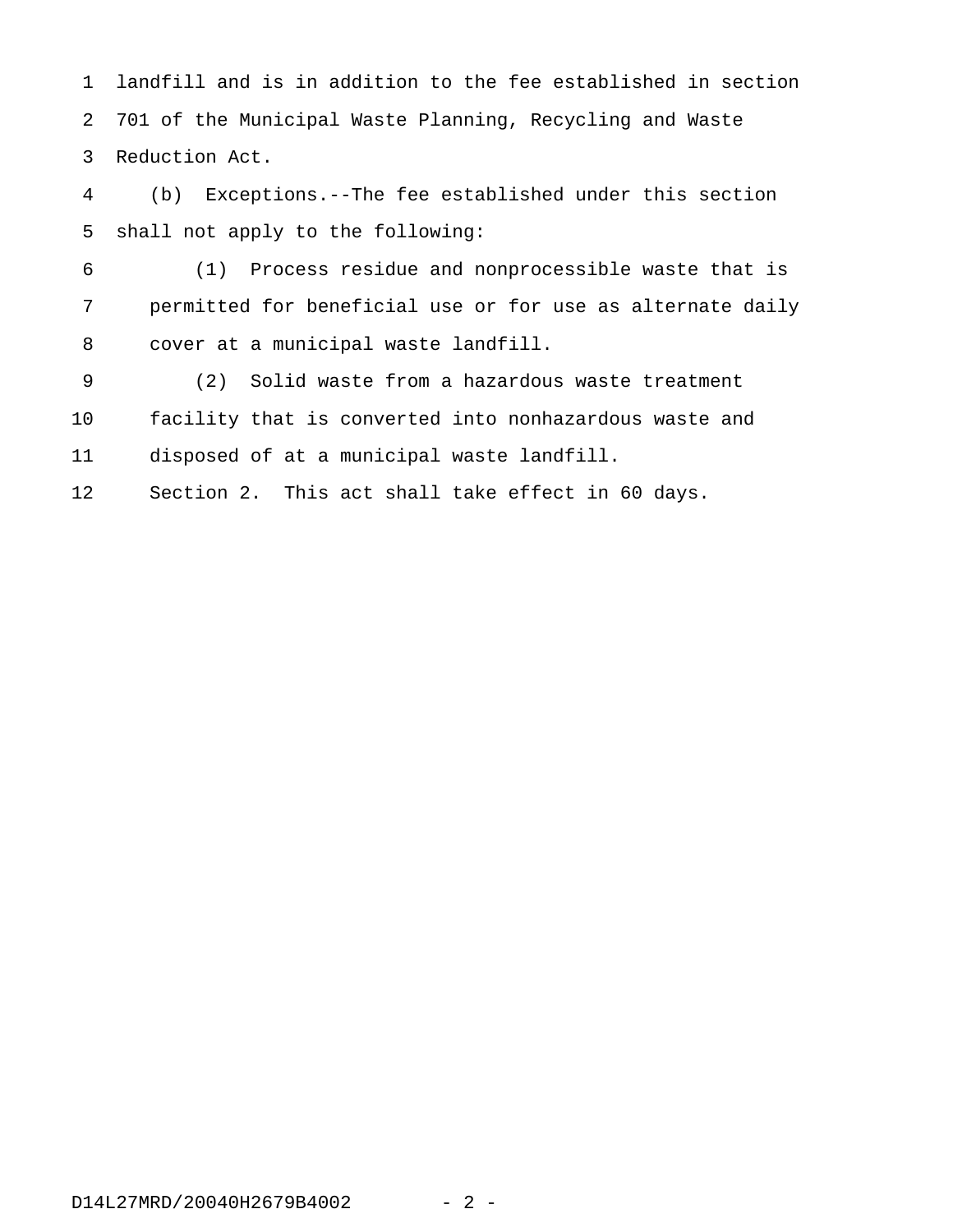landfill and is in addition to the fee established in section 701 of the Municipal Waste Planning, Recycling and Waste Reduction Act.

(b) Exceptions.--The fee established under this section shall not apply to the following:

(1) Process residue and nonprocessible waste that is permitted for beneficial use or for use as alternate daily cover at a municipal waste landfill.

(2) Solid waste from a hazardous waste treatment facility that is converted into nonhazardous waste and disposed of at a municipal waste landfill.

Section 2. This act shall take effect in 60 days.